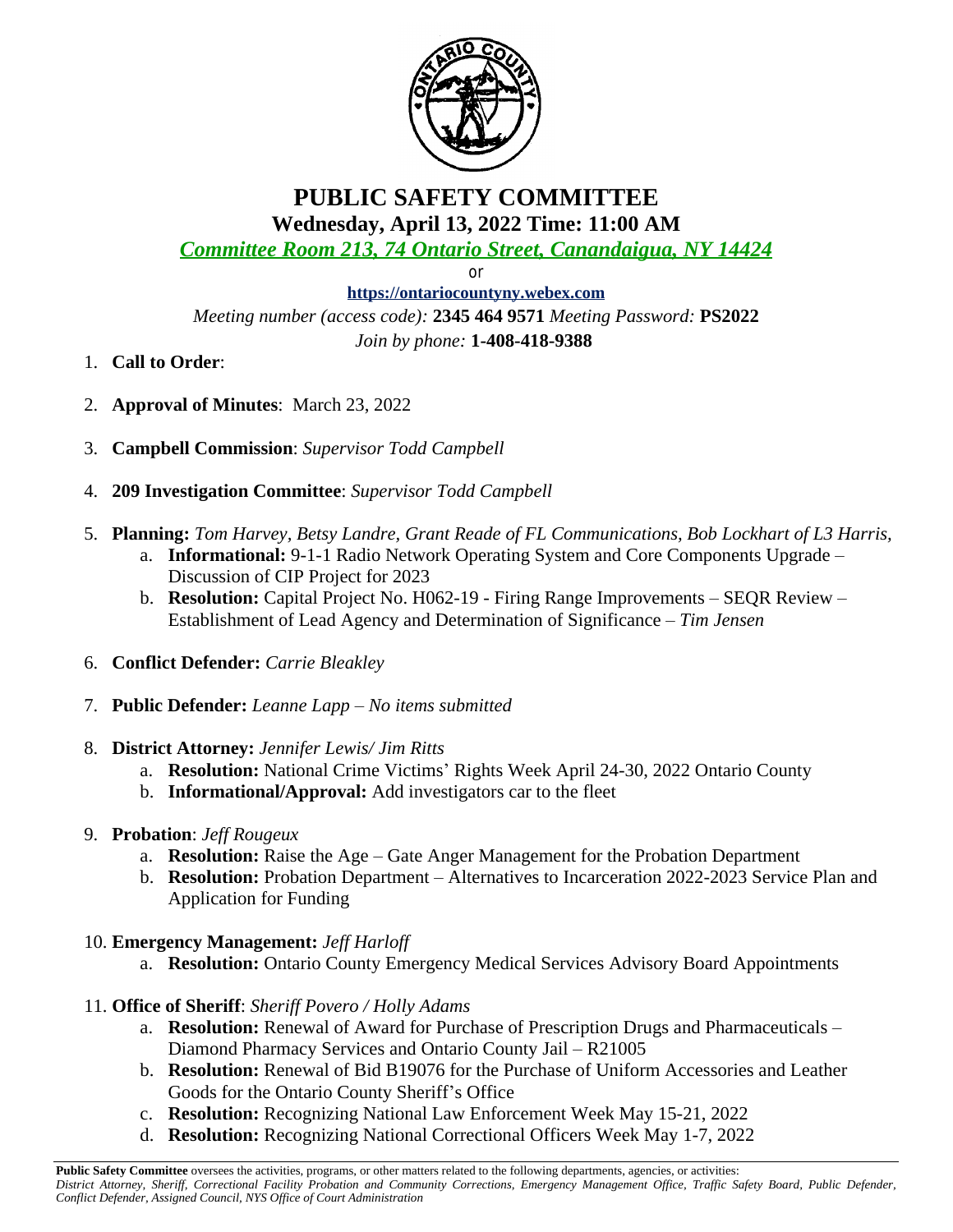# PUBLIC SAFETY COMMITTEE

## Wednesday, April 13, 2022 Time: 11:00 AM

*Committee Room 213, 74 Ontario Street, Canandaigua, NY 14424*

or

**https://ontariocountyny.webex.com**

*Meeting number (access code):* **2345 464 9571** *Meeting Password:* **PS2022**

*Join by phone:* **1-408-418-9388**

1. **Call to Order**:
2. **Approval of Minutes**: March 23, 2022
3. **Campbell Commission**: *Supervisor Todd Campbell*
4. **209 Investigation Committee**: *Supervisor Todd Campbell*
5. **Planning:** *Tom Harvey, Betsy Landre, Grant Reade of FL Communications, Bob Lockhart of L3 Harris,*
   a. **Informational:** 9-1-1 Radio Network Operating System and Core Components Upgrade – Discussion of CIP Project for 2023
   b. **Resolution:** Capital Project No. H062-19 - Firing Range Improvements – SEQR Review – Establishment of Lead Agency and Determination of Significance – *Tim Jensen*
6. **Conflict Defender:** *Carrie Bleakley*
7. **Public Defender:** *Leanne Lapp – No items submitted*
8. **District Attorney:** *Jennifer Lewis/ Jim Ritts*
   a. **Resolution:** National Crime Victims' Rights Week April 24-30, 2022 Ontario County
   b. **Informational/Approval:** Add investigators car to the fleet
9. **Probation**: *Jeff Rougeux*
   a. **Resolution:** Raise the Age – Gate Anger Management for the Probation Department
   b. **Resolution:** Probation Department – Alternatives to Incarceration 2022-2023 Service Plan and Application for Funding
10. **Emergency Management:** *Jeff Harloff*
    a. **Resolution:** Ontario County Emergency Medical Services Advisory Board Appointments
11. **Office of Sheriff**: *Sheriff Povero / Holly Adams*
    a. **Resolution:** Renewal of Award for Purchase of Prescription Drugs and Pharmaceuticals – Diamond Pharmacy Services and Ontario County Jail – R21005
    b. **Resolution:** Renewal of Bid B19076 for the Purchase of Uniform Accessories and Leather Goods for the Ontario County Sheriff's Office
    c. **Resolution:** Recognizing National Law Enforcement Week May 15-21, 2022
    d. **Resolution:** Recognizing National Correctional Officers Week May 1-7, 2022

**Public Safety Committee** oversees the activities, programs, or other matters related to the following departments, agencies, or activities: *District Attorney, Sheriff, Correctional Facility Probation and Community Corrections, Emergency Management Office, Traffic Safety Board, Public Defender, Conflict Defender, Assigned Council, NYS Office of Court Administration*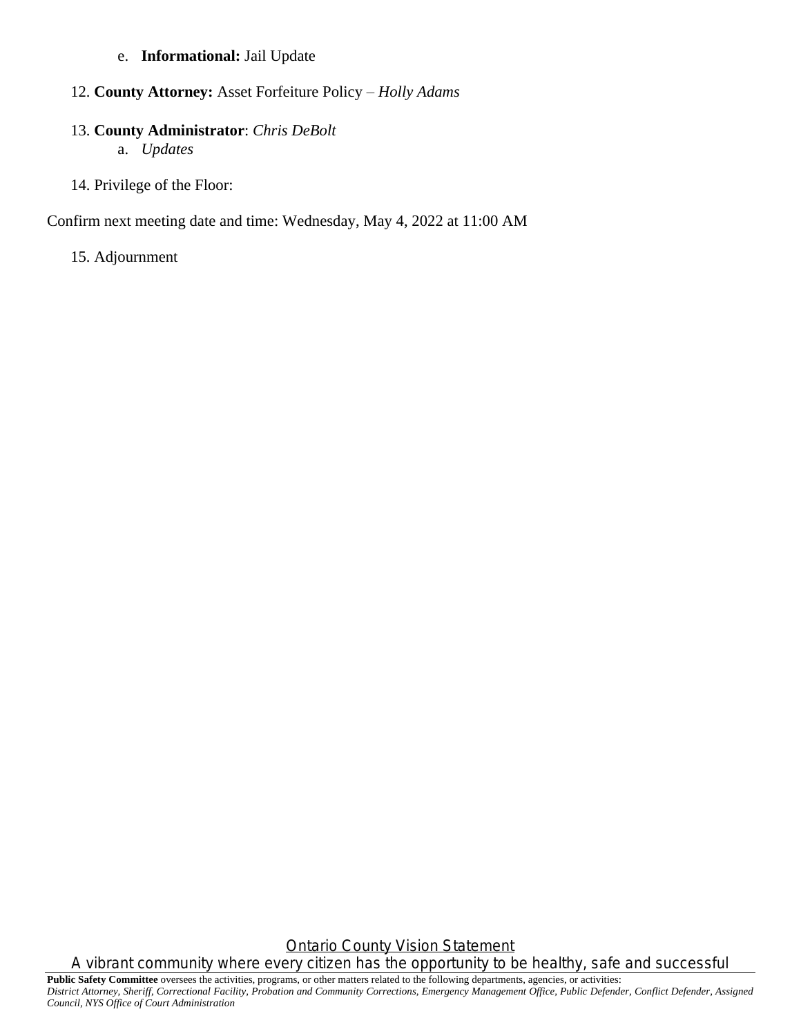e. **Informational:** Jail Update

12. **County Attorney:** Asset Forfeiture Policy – *Holly Adams*

13. **County Administrator**: *Chris DeBolt*
    a. *Updates*

14. Privilege of the Floor:

Confirm next meeting date and time: Wednesday, May 4, 2022 at 11:00 AM

15. Adjournment

Ontario County Vision Statement

A vibrant community where every citizen has the opportunity to be healthy, safe and successful

**Public Safety Committee** oversees the activities, programs, or other matters related to the following departments, agencies, or activities: *District Attorney, Sheriff, Correctional Facility, Probation and Community Corrections, Emergency Management Office, Public Defender, Conflict Defender, Assigned Council, NYS Office of Court Administration*